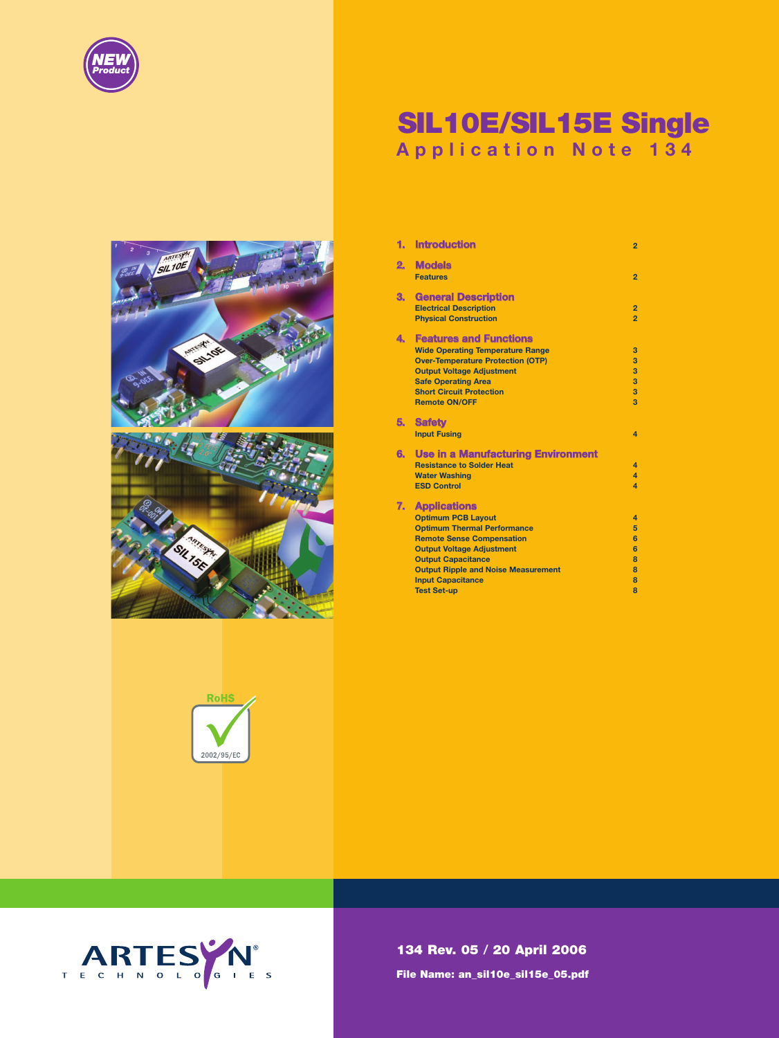NEW Product

# SIL10E/SIL15E Single

## Application Note 134

| | | |
|---|---|---|
| **1.** | **Introduction** | 2 |
| **2.** | **Models** | |
| | Features | 2 |
| **3.** | **General Description** | |
| | Electrical Description | 2 |
| | Physical Construction | 2 |
| **4.** | **Features and Functions** | |
| | Wide Operating Temperature Range | 3 |
| | Over-Temperature Protection (OTP) | 3 |
| | Output Voltage Adjustment | 3 |
| | Safe Operating Area | 3 |
| | Short Circuit Protection | 3 |
| | Remote ON/OFF | 3 |
| **5.** | **Safety** | |
| | Input Fusing | 4 |
| **6.** | **Use in a Manufacturing Environment** | |
| | Resistance to Solder Heat | 4 |
| | Water Washing | 4 |
| | ESD Control | 4 |
| **7.** | **Applications** | |
| | Optimum PCB Layout | 4 |
| | Optimum Thermal Performance | 5 |
| | Remote Sense Compensation | 6 |
| | Output Voltage Adjustment | 6 |
| | Output Capacitance | 8 |
| | Output Ripple and Noise Measurement | 8 |
| | Input Capacitance | 8 |
| | Test Set-up | 8 |

RoHS 2002/95/EC

ARTESYN TECHNOLOGIES

**134 Rev. 05 / 20 April 2006**

**File Name: an_sil10e_sil15e_05.pdf**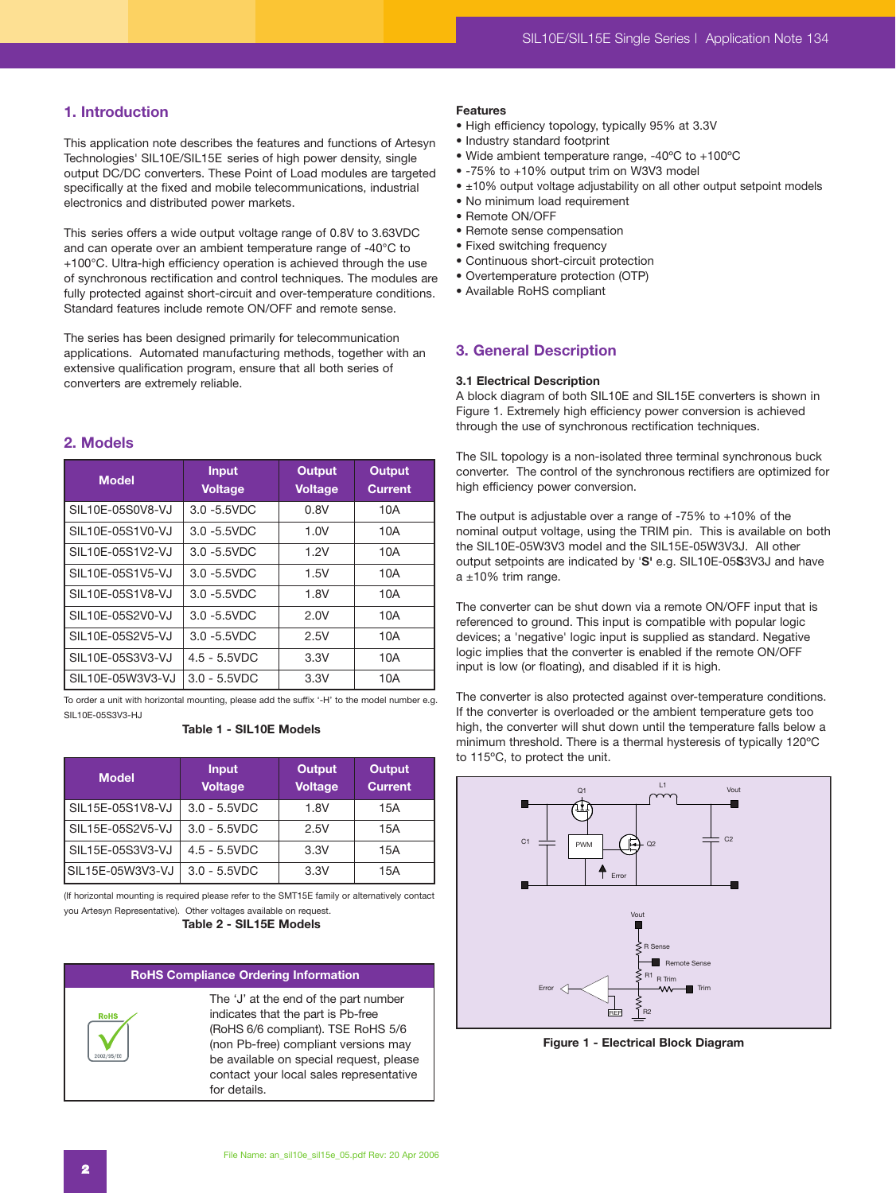## 1. Introduction

This application note describes the features and functions of Artesyn Technologies' SIL10E/SIL15E series of high power density, single output DC/DC converters. These Point of Load modules are targeted specifically at the fixed and mobile telecommunications, industrial electronics and distributed power markets.

This series offers a wide output voltage range of 0.8V to 3.63VDC and can operate over an ambient temperature range of -40°C to +100°C. Ultra-high efficiency operation is achieved through the use of synchronous rectification and control techniques. The modules are fully protected against short-circuit and over-temperature conditions. Standard features include remote ON/OFF and remote sense.

The series has been designed primarily for telecommunication applications. Automated manufacturing methods, together with an extensive qualification program, ensure that all both series of converters are extremely reliable.

## 2. Models

| Model | Input Voltage | Output Voltage | Output Current |
|---|---|---|---|
| SIL10E-05S0V8-VJ | 3.0 -5.5VDC | 0.8V | 10A |
| SIL10E-05S1V0-VJ | 3.0 -5.5VDC | 1.0V | 10A |
| SIL10E-05S1V2-VJ | 3.0 -5.5VDC | 1.2V | 10A |
| SIL10E-05S1V5-VJ | 3.0 -5.5VDC | 1.5V | 10A |
| SIL10E-05S1V8-VJ | 3.0 -5.5VDC | 1.8V | 10A |
| SIL10E-05S2V0-VJ | 3.0 -5.5VDC | 2.0V | 10A |
| SIL10E-05S2V5-VJ | 3.0 -5.5VDC | 2.5V | 10A |
| SIL10E-05S3V3-VJ | 4.5 - 5.5VDC | 3.3V | 10A |
| SIL10E-05W3V3-VJ | 3.0 - 5.5VDC | 3.3V | 10A |

To order a unit with horizontal mounting, please add the suffix '-H' to the model number e.g. SIL10E-05S3V3-HJ

**Table 1 - SIL10E Models**

| Model | Input Voltage | Output Voltage | Output Current |
|---|---|---|---|
| SIL15E-05S1V8-VJ | 3.0 - 5.5VDC | 1.8V | 15A |
| SIL15E-05S2V5-VJ | 3.0 - 5.5VDC | 2.5V | 15A |
| SIL15E-05S3V3-VJ | 4.5 - 5.5VDC | 3.3V | 15A |
| SIL15E-05W3V3-VJ | 3.0 - 5.5VDC | 3.3V | 15A |

(If horizontal mounting is required please refer to the SMT15E family or alternatively contact you Artesyn Representative). Other voltages available on request.

**Table 2 - SIL15E Models**

| RoHS Compliance Ordering Information |
|---|
| The 'J' at the end of the part number indicates that the part is Pb-free (RoHS 6/6 compliant). TSE RoHS 5/6 (non Pb-free) compliant versions may be available on special request, please contact your local sales representative for details. |

**Features**

- High efficiency topology, typically 95% at 3.3V
- Industry standard footprint
- Wide ambient temperature range, -40ºC to +100ºC
- -75% to +10% output trim on W3V3 model
- ±10% output voltage adjustability on all other output setpoint models
- No minimum load requirement
- Remote ON/OFF
- Remote sense compensation
- Fixed switching frequency
- Continuous short-circuit protection
- Overtemperature protection (OTP)
- Available RoHS compliant

## 3. General Description

### 3.1 Electrical Description

A block diagram of both SIL10E and SIL15E converters is shown in Figure 1. Extremely high efficiency power conversion is achieved through the use of synchronous rectification techniques.

The SIL topology is a non-isolated three terminal synchronous buck converter. The control of the synchronous rectifiers are optimized for high efficiency power conversion.

The output is adjustable over a range of -75% to +10% of the nominal output voltage, using the TRIM pin. This is available on both the SIL10E-05W3V3 model and the SIL15E-05W3V3J. All other output setpoints are indicated by '**S**' e.g. SIL10E-05**S**3V3J and have a ±10% trim range.

The converter can be shut down via a remote ON/OFF input that is referenced to ground. This input is compatible with popular logic devices; a 'negative' logic input is supplied as standard. Negative logic implies that the converter is enabled if the remote ON/OFF input is low (or floating), and disabled if it is high.

The converter is also protected against over-temperature conditions. If the converter is overloaded or the ambient temperature gets too high, the converter will shut down until the temperature falls below a minimum threshold. There is a thermal hysteresis of typically 120ºC to 115ºC, to protect the unit.

**Figure 1 - Electrical Block Diagram**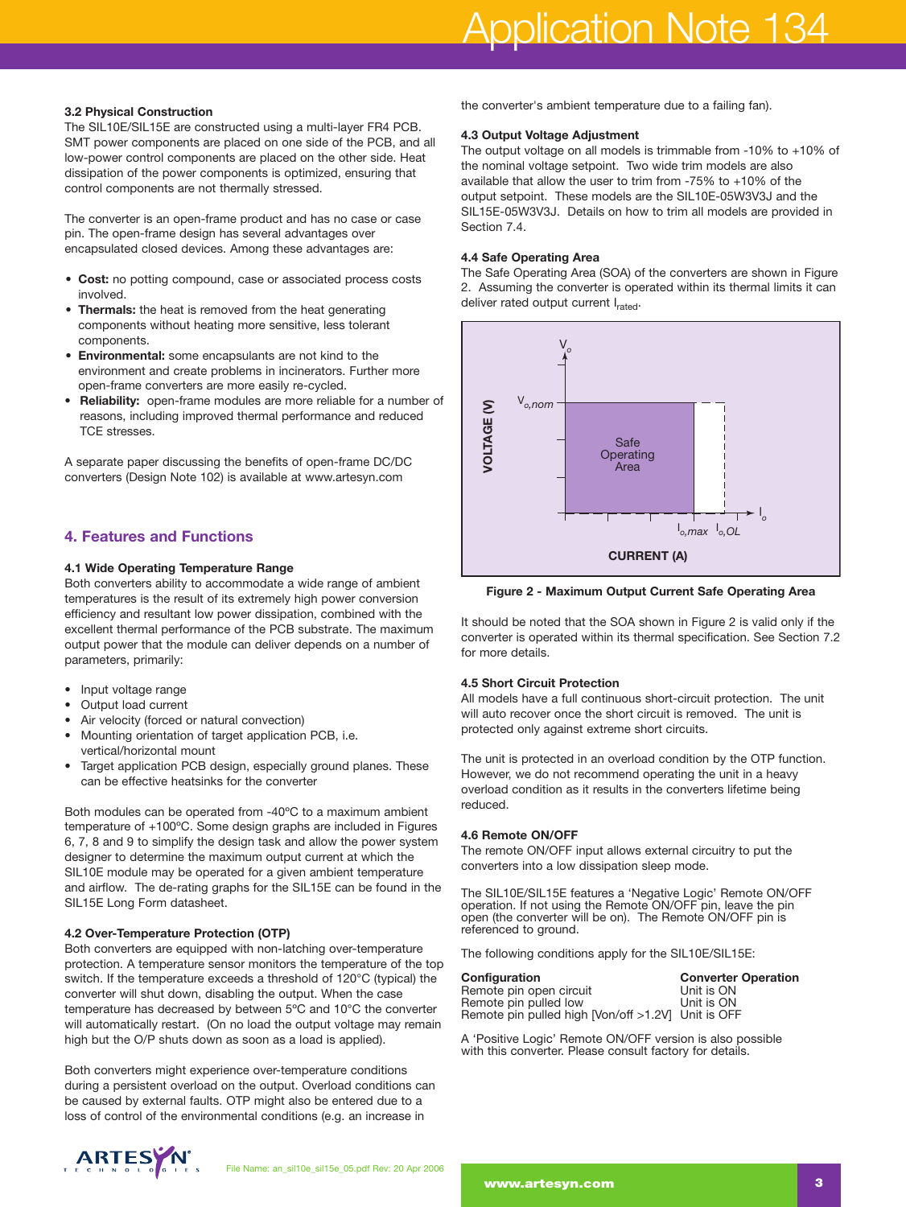### 3.2 Physical Construction

The SIL10E/SIL15E are constructed using a multi-layer FR4 PCB. SMT power components are placed on one side of the PCB, and all low-power control components are placed on the other side. Heat dissipation of the power components is optimized, ensuring that control components are not thermally stressed.

The converter is an open-frame product and has no case or case pin. The open-frame design has several advantages over encapsulated closed devices. Among these advantages are:

- **Cost:** no potting compound, case or associated process costs involved.
- **Thermals:** the heat is removed from the heat generating components without heating more sensitive, less tolerant components.
- **Environmental:** some encapsulants are not kind to the environment and create problems in incinerators. Further more open-frame converters are more easily re-cycled.
- **Reliability:** open-frame modules are more reliable for a number of reasons, including improved thermal performance and reduced TCE stresses.

A separate paper discussing the benefits of open-frame DC/DC converters (Design Note 102) is available at www.artesyn.com

## 4. Features and Functions

### 4.1 Wide Operating Temperature Range

Both converters ability to accommodate a wide range of ambient temperatures is the result of its extremely high power conversion efficiency and resultant low power dissipation, combined with the excellent thermal performance of the PCB substrate. The maximum output power that the module can deliver depends on a number of parameters, primarily:

- Input voltage range
- Output load current
- Air velocity (forced or natural convection)
- Mounting orientation of target application PCB, i.e. vertical/horizontal mount
- Target application PCB design, especially ground planes. These can be effective heatsinks for the converter

Both modules can be operated from -40ºC to a maximum ambient temperature of +100ºC. Some design graphs are included in Figures 6, 7, 8 and 9 to simplify the design task and allow the power system designer to determine the maximum output current at which the SIL10E module may be operated for a given ambient temperature and airflow. The de-rating graphs for the SIL15E can be found in the SIL15E Long Form datasheet.

### 4.2 Over-Temperature Protection (OTP)

Both converters are equipped with non-latching over-temperature protection. A temperature sensor monitors the temperature of the top switch. If the temperature exceeds a threshold of 120°C (typical) the converter will shut down, disabling the output. When the case temperature has decreased by between 5ºC and 10ºC the converter will automatically restart. (On no load the output voltage may remain high but the O/P shuts down as soon as a load is applied).

Both converters might experience over-temperature conditions during a persistent overload on the output. Overload conditions can be caused by external faults. OTP might also be entered due to a loss of control of the environmental conditions (e.g. an increase in the converter's ambient temperature due to a failing fan).

### 4.3 Output Voltage Adjustment

The output voltage on all models is trimmable from -10% to +10% of the nominal voltage setpoint. Two wide trim models are also available that allow the user to trim from -75% to +10% of the output setpoint. These models are the SIL10E-05W3V3J and the SIL15E-05W3V3J. Details on how to trim all models are provided in Section 7.4.

### 4.4 Safe Operating Area

The Safe Operating Area (SOA) of the converters are shown in Figure 2. Assuming the converter is operated within its thermal limits it can deliver rated output current $I_{rated}$.

Figure 2 - Maximum Output Current Safe Operating Area

It should be noted that the SOA shown in Figure 2 is valid only if the converter is operated within its thermal specification. See Section 7.2 for more details.

### 4.5 Short Circuit Protection

All models have a full continuous short-circuit protection. The unit will auto recover once the short circuit is removed. The unit is protected only against extreme short circuits.

The unit is protected in an overload condition by the OTP function. However, we do not recommend operating the unit in a heavy overload condition as it results in the converters lifetime being reduced.

### 4.6 Remote ON/OFF

The remote ON/OFF input allows external circuitry to put the converters into a low dissipation sleep mode.

The SIL10E/SIL15E features a 'Negative Logic' Remote ON/OFF operation. If not using the Remote ON/OFF pin, leave the pin open (the converter will be on). The Remote ON/OFF pin is referenced to ground.

The following conditions apply for the SIL10E/SIL15E:

| Configuration | Converter Operation |
|---|---|
| Remote pin open circuit | Unit is ON |
| Remote pin pulled low | Unit is ON |
| Remote pin pulled high [Von/off >1.2V] | Unit is OFF |

A 'Positive Logic' Remote ON/OFF version is also possible with this converter. Please consult factory for details.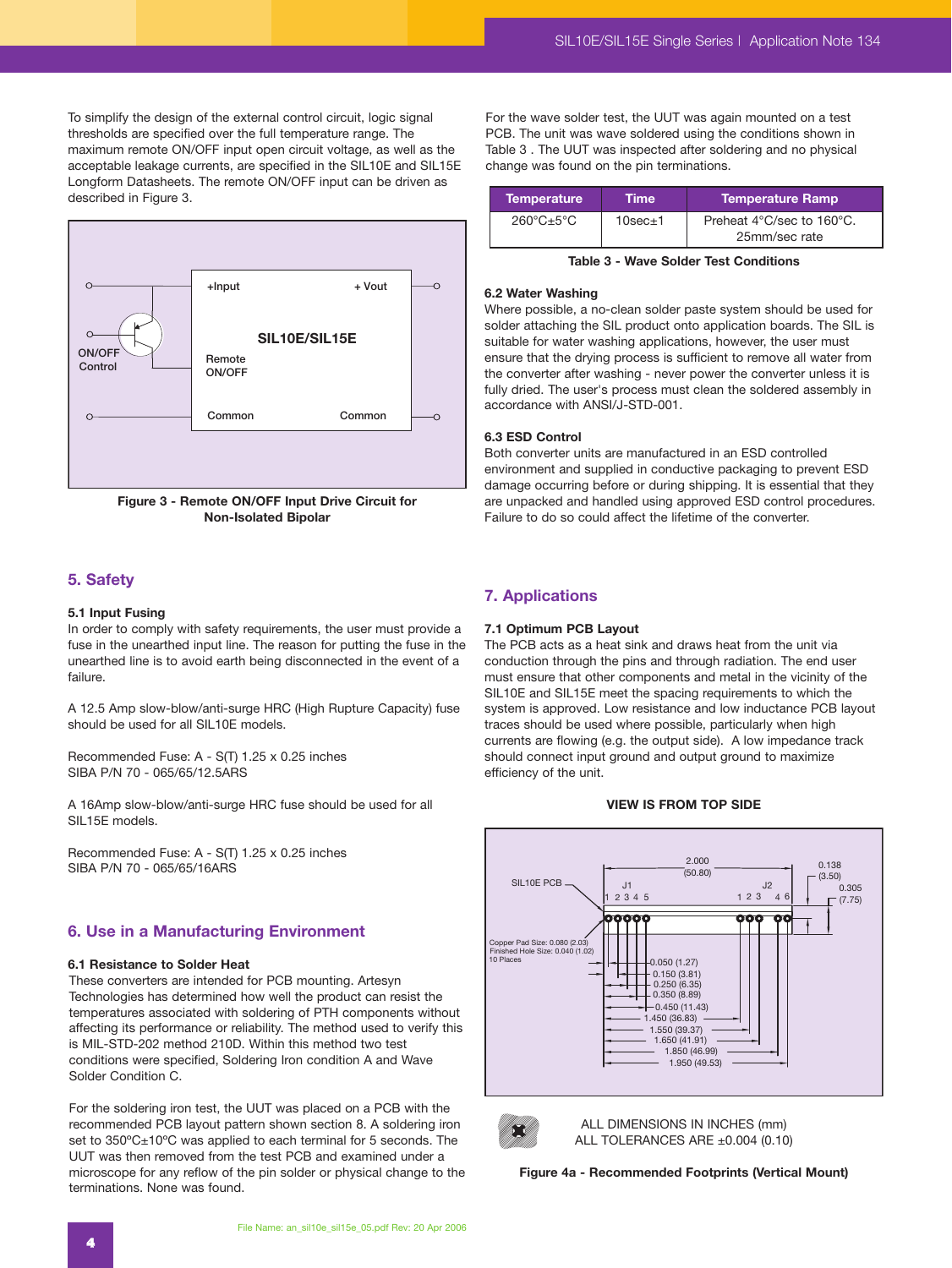To simplify the design of the external control circuit, logic signal thresholds are specified over the full temperature range. The maximum remote ON/OFF input open circuit voltage, as well as the acceptable leakage currents, are specified in the SIL10E and SIL15E Longform Datasheets. The remote ON/OFF input can be driven as described in Figure 3.

Figure 3 - Remote ON/OFF Input Drive Circuit for Non-Isolated Bipolar

## 5. Safety

### 5.1 Input Fusing

In order to comply with safety requirements, the user must provide a fuse in the unearthed input line. The reason for putting the fuse in the unearthed line is to avoid earth being disconnected in the event of a failure.

A 12.5 Amp slow-blow/anti-surge HRC (High Rupture Capacity) fuse should be used for all SIL10E models.

Recommended Fuse: A - S(T) 1.25 x 0.25 inches
SIBA P/N 70 - 065/65/12.5ARS

A 16Amp slow-blow/anti-surge HRC fuse should be used for all SIL15E models.

Recommended Fuse: A - S(T) 1.25 x 0.25 inches
SIBA P/N 70 - 065/65/16ARS

## 6. Use in a Manufacturing Environment

### 6.1 Resistance to Solder Heat

These converters are intended for PCB mounting. Artesyn Technologies has determined how well the product can resist the temperatures associated with soldering of PTH components without affecting its performance or reliability. The method used to verify this is MIL-STD-202 method 210D. Within this method two test conditions were specified, Soldering Iron condition A and Wave Solder Condition C.

For the soldering iron test, the UUT was placed on a PCB with the recommended PCB layout pattern shown section 8. A soldering iron set to 350°C±10°C was applied to each terminal for 5 seconds. The UUT was then removed from the test PCB and examined under a microscope for any reflow of the pin solder or physical change to the terminations. None was found.

For the wave solder test, the UUT was again mounted on a test PCB. The unit was wave soldered using the conditions shown in Table 3 . The UUT was inspected after soldering and no physical change was found on the pin terminations.

| Temperature | Time | Temperature Ramp |
|---|---|---|
| 260°C±5°C | 10sec±1 | Preheat 4°C/sec to 160°C. 25mm/sec rate |

Table 3 - Wave Solder Test Conditions

### 6.2 Water Washing

Where possible, a no-clean solder paste system should be used for solder attaching the SIL product onto application boards. The SIL is suitable for water washing applications, however, the user must ensure that the drying process is sufficient to remove all water from the converter after washing - never power the converter unless it is fully dried. The user's process must clean the soldered assembly in accordance with ANSI/J-STD-001.

### 6.3 ESD Control

Both converter units are manufactured in an ESD controlled environment and supplied in conductive packaging to prevent ESD damage occurring before or during shipping. It is essential that they are unpacked and handled using approved ESD control procedures. Failure to do so could affect the lifetime of the converter.

## 7. Applications

### 7.1 Optimum PCB Layout

The PCB acts as a heat sink and draws heat from the unit via conduction through the pins and through radiation. The end user must ensure that other components and metal in the vicinity of the SIL10E and SIL15E meet the spacing requirements to which the system is approved. Low resistance and low inductance PCB layout traces should be used where possible, particularly when high currents are flowing (e.g. the output side). A low impedance track should connect input ground and output ground to maximize efficiency of the unit.

**VIEW IS FROM TOP SIDE**

ALL DIMENSIONS IN INCHES (mm)
ALL TOLERANCES ARE ±0.004 (0.10)

Figure 4a - Recommended Footprints (Vertical Mount)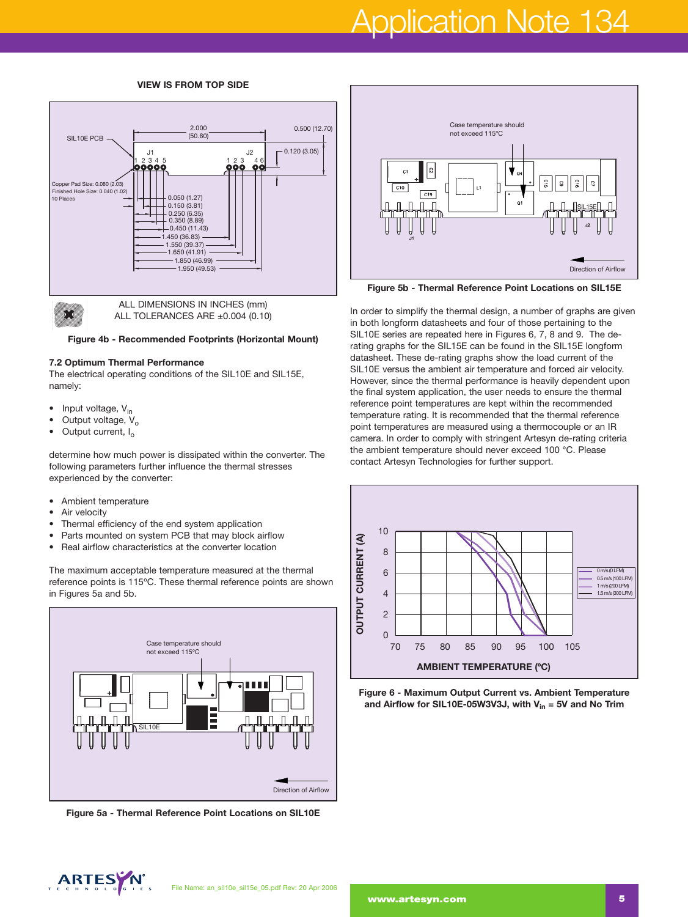VIEW IS FROM TOP SIDE

ALL DIMENSIONS IN INCHES (mm)
ALL TOLERANCES ARE ±0.004 (0.10)

**Figure 4b - Recommended Footprints (Horizontal Mount)**

### 7.2 Optimum Thermal Performance

The electrical operating conditions of the SIL10E and SIL15E, namely:

- Input voltage, $V_{in}$
- Output voltage, $V_o$
- Output current, $I_o$

determine how much power is dissipated within the converter. The following parameters further influence the thermal stresses experienced by the converter:

- Ambient temperature
- Air velocity
- Thermal efficiency of the end system application
- Parts mounted on system PCB that may block airflow
- Real airflow characteristics at the converter location

The maximum acceptable temperature measured at the thermal reference points is 115ºC. These thermal reference points are shown in Figures 5a and 5b.

**Figure 5a - Thermal Reference Point Locations on SIL10E**

**Figure 5b - Thermal Reference Point Locations on SIL15E**

In order to simplify the thermal design, a number of graphs are given in both longform datasheets and four of those pertaining to the SIL10E series are repeated here in Figures 6, 7, 8 and 9. The de-rating graphs for the SIL15E can be found in the SIL15E longform datasheet. These de-rating graphs show the load current of the SIL10E versus the ambient air temperature and forced air velocity. However, since the thermal performance is heavily dependent upon the final system application, the user needs to ensure the thermal reference point temperatures are kept within the recommended temperature rating. It is recommended that the thermal reference point temperatures are measured using a thermocouple or an IR camera. In order to comply with stringent Artesyn de-rating criteria the ambient temperature should never exceed 100 °C. Please contact Artesyn Technologies for further support.

**Figure 6 - Maximum Output Current vs. Ambient Temperature and Airflow for SIL10E-05W3V3J, with $V_{in}$ = 5V and No Trim**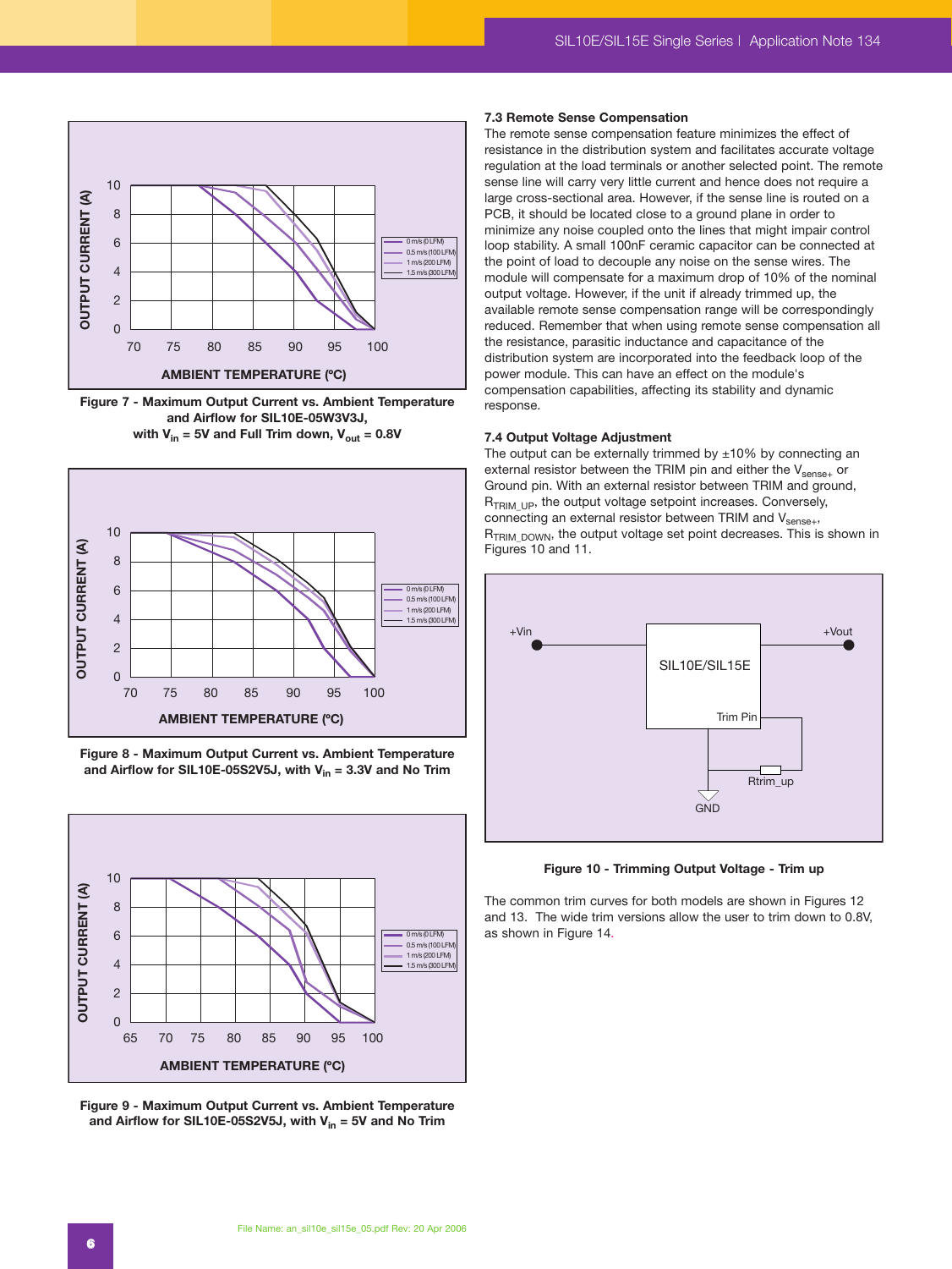Figure 7 - Maximum Output Current vs. Ambient Temperature and Airflow for SIL10E-05W3V3J, with $V_{in}$ = 5V and Full Trim down, $V_{out}$ = 0.8V

Figure 8 - Maximum Output Current vs. Ambient Temperature and Airflow for SIL10E-05S2V5J, with $V_{in}$ = 3.3V and No Trim

Figure 9 - Maximum Output Current vs. Ambient Temperature and Airflow for SIL10E-05S2V5J, with $V_{in}$ = 5V and No Trim

### 7.3 Remote Sense Compensation

The remote sense compensation feature minimizes the effect of resistance in the distribution system and facilitates accurate voltage regulation at the load terminals or another selected point. The remote sense line will carry very little current and hence does not require a large cross-sectional area. However, if the sense line is routed on a PCB, it should be located close to a ground plane in order to minimize any noise coupled onto the lines that might impair control loop stability. A small 100nF ceramic capacitor can be connected at the point of load to decouple any noise on the sense wires. The module will compensate for a maximum drop of 10% of the nominal output voltage. However, if the unit if already trimmed up, the available remote sense compensation range will be correspondingly reduced. Remember that when using remote sense compensation all the resistance, parasitic inductance and capacitance of the distribution system are incorporated into the feedback loop of the power module. This can have an effect on the module's compensation capabilities, affecting its stability and dynamic response.

### 7.4 Output Voltage Adjustment

The output can be externally trimmed by ±10% by connecting an external resistor between the TRIM pin and either the $V_{sense+}$ or Ground pin. With an external resistor between TRIM and ground, $R_{TRIM\_UP}$, the output voltage setpoint increases. Conversely, connecting an external resistor between TRIM and $V_{sense+}$, $R_{TRIM\_DOWN}$, the output voltage set point decreases. This is shown in Figures 10 and 11.

Figure 10 - Trimming Output Voltage - Trim up

The common trim curves for both models are shown in Figures 12 and 13. The wide trim versions allow the user to trim down to 0.8V, as shown in Figure 14.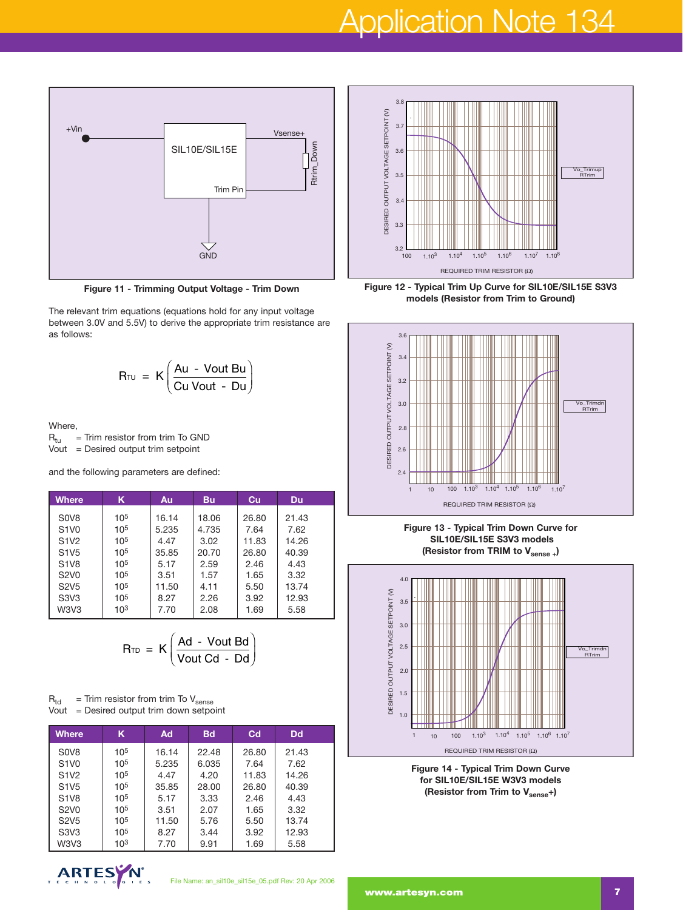Figure 11 - Trimming Output Voltage - Trim Down

The relevant trim equations (equations hold for any input voltage between 3.0V and 5.5V) to derive the appropriate trim resistance are as follows:

$$R_{TU} = K\left(\frac{Au - Vout\ Bu}{Cu\ Vout - Du}\right)$$

Where,

$R_{tu}$ = Trim resistor from trim To GND
Vout = Desired output trim setpoint

and the following parameters are defined:

| Where | K | Au | Bu | Cu | Du |
|---|---|---|---|---|---|
| S0V8 | $10^5$ | 16.14 | 18.06 | 26.80 | 21.43 |
| S1V0 | $10^5$ | 5.235 | 4.735 | 7.64 | 7.62 |
| S1V2 | $10^5$ | 4.47 | 3.02 | 11.83 | 14.26 |
| S1V5 | $10^5$ | 35.85 | 20.70 | 26.80 | 40.39 |
| S1V8 | $10^5$ | 5.17 | 2.59 | 2.46 | 4.43 |
| S2V0 | $10^5$ | 3.51 | 1.57 | 1.65 | 3.32 |
| S2V5 | $10^5$ | 11.50 | 4.11 | 5.50 | 13.74 |
| S3V3 | $10^5$ | 8.27 | 2.26 | 3.92 | 12.93 |
| W3V3 | $10^3$ | 7.70 | 2.08 | 1.69 | 5.58 |

$$R_{TD} = K\left(\frac{Ad - Vout\ Bd}{Vout\ Cd - Dd}\right)$$

$R_{td}$ = Trim resistor from trim To $V_{sense}$
Vout = Desired output trim down setpoint

| Where | K | Ad | Bd | Cd | Dd |
|---|---|---|---|---|---|
| S0V8 | $10^5$ | 16.14 | 22.48 | 26.80 | 21.43 |
| S1V0 | $10^5$ | 5.235 | 6.035 | 7.64 | 7.62 |
| S1V2 | $10^5$ | 4.47 | 4.20 | 11.83 | 14.26 |
| S1V5 | $10^5$ | 35.85 | 28.00 | 26.80 | 40.39 |
| S1V8 | $10^5$ | 5.17 | 3.33 | 2.46 | 4.43 |
| S2V0 | $10^5$ | 3.51 | 2.07 | 1.65 | 3.32 |
| S2V5 | $10^5$ | 11.50 | 5.76 | 5.50 | 13.74 |
| S3V3 | $10^5$ | 8.27 | 3.44 | 3.92 | 12.93 |
| W3V3 | $10^3$ | 7.70 | 9.91 | 1.69 | 5.58 |

Figure 12 - Typical Trim Up Curve for SIL10E/SIL15E S3V3 models (Resistor from Trim to Ground)

Figure 13 - Typical Trim Down Curve for SIL10E/SIL15E S3V3 models (Resistor from TRIM to $V_{sense +}$)

Figure 14 - Typical Trim Down Curve for SIL10E/SIL15E W3V3 models (Resistor from Trim to $V_{sense}$+)

File Name: an_sil10e_sil15e_05.pdf Rev: 20 Apr 2006

www.artesyn.com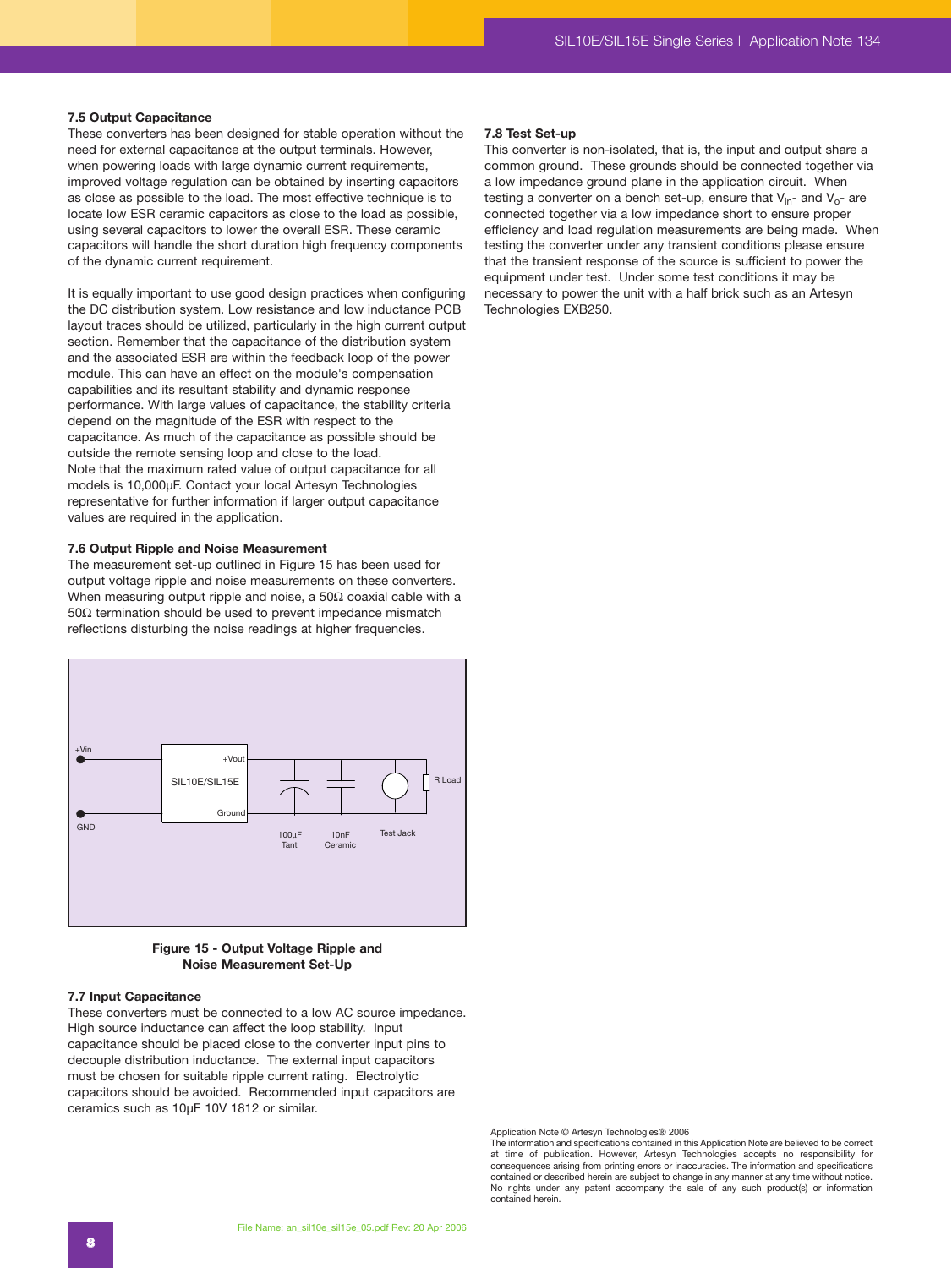### 7.5 Output Capacitance

These converters has been designed for stable operation without the need for external capacitance at the output terminals. However, when powering loads with large dynamic current requirements, improved voltage regulation can be obtained by inserting capacitors as close as possible to the load. The most effective technique is to locate low ESR ceramic capacitors as close to the load as possible, using several capacitors to lower the overall ESR. These ceramic capacitors will handle the short duration high frequency components of the dynamic current requirement.

It is equally important to use good design practices when configuring the DC distribution system. Low resistance and low inductance PCB layout traces should be utilized, particularly in the high current output section. Remember that the capacitance of the distribution system and the associated ESR are within the feedback loop of the power module. This can have an effect on the module's compensation capabilities and its resultant stability and dynamic response performance. With large values of capacitance, the stability criteria depend on the magnitude of the ESR with respect to the capacitance. As much of the capacitance as possible should be outside the remote sensing loop and close to the load.
Note that the maximum rated value of output capacitance for all models is 10,000μF. Contact your local Artesyn Technologies representative for further information if larger output capacitance values are required in the application.

### 7.6 Output Ripple and Noise Measurement

The measurement set-up outlined in Figure 15 has been used for output voltage ripple and noise measurements on these converters. When measuring output ripple and noise, a 50Ω coaxial cable with a 50Ω termination should be used to prevent impedance mismatch reflections disturbing the noise readings at higher frequencies.

+Vin
GND
SIL10E/SIL15E
+Vout
Ground
100μF Tant
10nF Ceramic
Test Jack
R Load

**Figure 15 - Output Voltage Ripple and Noise Measurement Set-Up**

### 7.7 Input Capacitance

These converters must be connected to a low AC source impedance. High source inductance can affect the loop stability. Input capacitance should be placed close to the converter input pins to decouple distribution inductance. The external input capacitors must be chosen for suitable ripple current rating. Electrolytic capacitors should be avoided. Recommended input capacitors are ceramics such as 10μF 10V 1812 or similar.

### 7.8 Test Set-up

This converter is non-isolated, that is, the input and output share a common ground. These grounds should be connected together via a low impedance ground plane in the application circuit. When testing a converter on a bench set-up, ensure that $V_{in}$- and $V_o$- are connected together via a low impedance short to ensure proper efficiency and load regulation measurements are being made. When testing the converter under any transient conditions please ensure that the transient response of the source is sufficient to power the equipment under test. Under some test conditions it may be necessary to power the unit with a half brick such as an Artesyn Technologies EXB250.

Application Note © Artesyn Technologies® 2006
The information and specifications contained in this Application Note are believed to be correct at time of publication. However, Artesyn Technologies accepts no responsibility for consequences arising from printing errors or inaccuracies. The information and specifications contained or described herein are subject to change in any manner at any time without notice. No rights under any patent accompany the sale of any such product(s) or information contained herein.